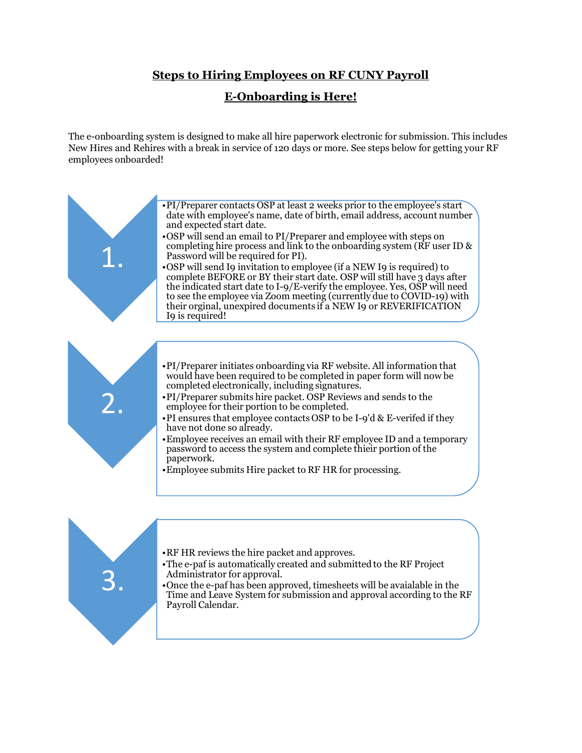# Steps to Hiring Employees on RF CUNY Payroll

## E-Onboarding is Here!

The e-onboarding system is designed to make all hire paperwork electronic for submission. This includes New Hires and Rehires with a break in service of 120 days or more. See steps below for getting your RF employees onboarded!

### 1.

- PI/Preparer contacts OSP at least 2 weeks prior to the employee's start date with employee's name, date of birth, email address, account number and expected start date.
- OSP will send an email to PI/Preparer and employee with steps on completing hire process and link to the onboarding system (RF user ID & Password will be required for PI).
- OSP will send I9 invitation to employee (if a NEW I9 is required) to complete BEFORE or BY their start date. OSP will still have 3 days after the indicated start date to I-9/E-verify the employee. Yes, OSP will need to see the employee via Zoom meeting (currently due to COVID-19) with their orginal, unexpired documents if a NEW I9 or REVERIFICATION I9 is required!

### 2.

- PI/Preparer initiates onboarding via RF website. All information that would have been required to be completed in paper form will now be completed electronically, including signatures.
- PI/Preparer submits hire packet. OSP Reviews and sends to the employee for their portion to be completed.
- PI ensures that employee contacts OSP to be I-9'd & E-verifed if they have not done so already.
- Employee receives an email with their RF employee ID and a temporary password to access the system and complete thieir portion of the paperwork.
- Employee submits Hire packet to RF HR for processing.

### 3.

- RF HR reviews the hire packet and approves.
- The e-paf is automatically created and submitted to the RF Project Administrator for approval.
- Once the e-paf has been approved, timesheets will be avaialable in the Time and Leave System for submission and approval according to the RF Payroll Calendar.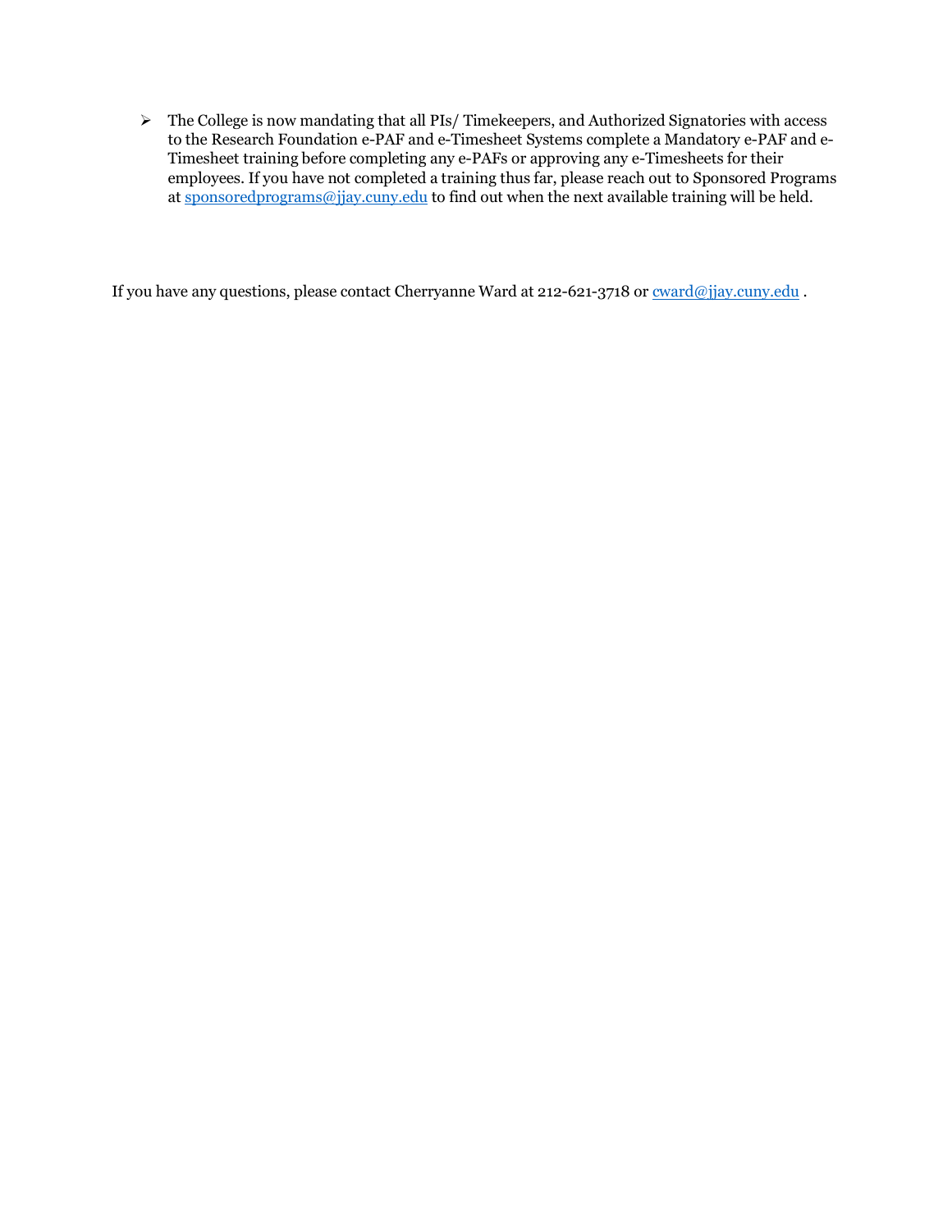- The College is now mandating that all PIs/ Timekeepers, and Authorized Signatories with access to the Research Foundation e-PAF and e-Timesheet Systems complete a Mandatory e-PAF and e-Timesheet training before completing any e-PAFs or approving any e-Timesheets for their employees. If you have not completed a training thus far, please reach out to Sponsored Programs at sponsoredprograms@jjay.cuny.edu to find out when the next available training will be held.

If you have any questions, please contact Cherryanne Ward at 212-621-3718 or cward@jjay.cuny.edu .